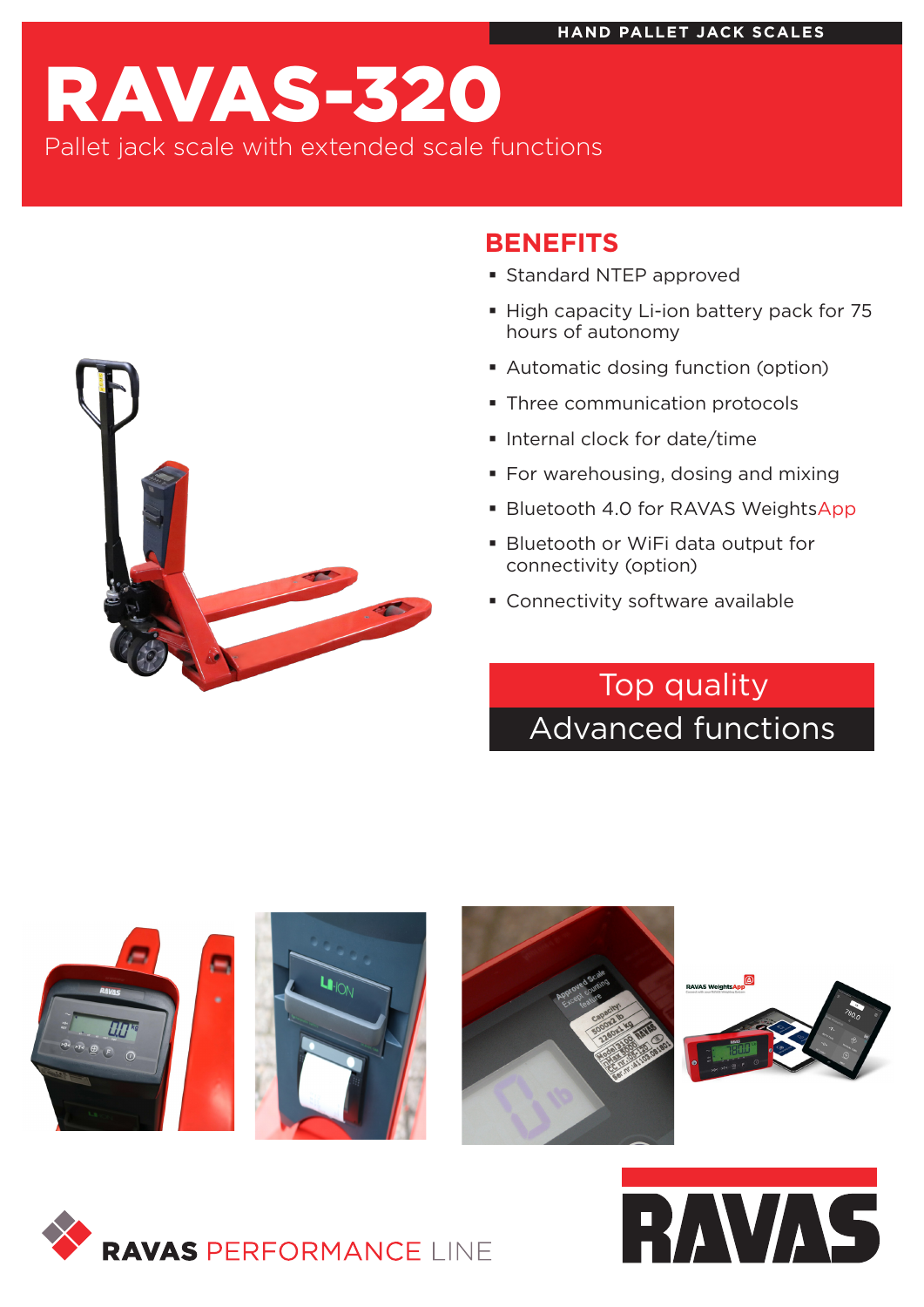HAND PALLET JACK SCALES

# RAVAS-320

Pallet jack scale with extended scale functions

## BENEFITS

- Standard NTEP approved
- High capacity Li-ion battery pack for 75 hours of autonomy
- Automatic dosing function (option)
- Three communication protocols
- Internal clock for date/time
- For warehousing, dosing and mixing
- Bluetooth 4.0 for RAVAS WeightsApp
- Bluetooth or WiFi data output for connectivity (option)
- Connectivity software available

Top quality
Advanced functions

RAVAS PERFORMANCE LINE

RAVAS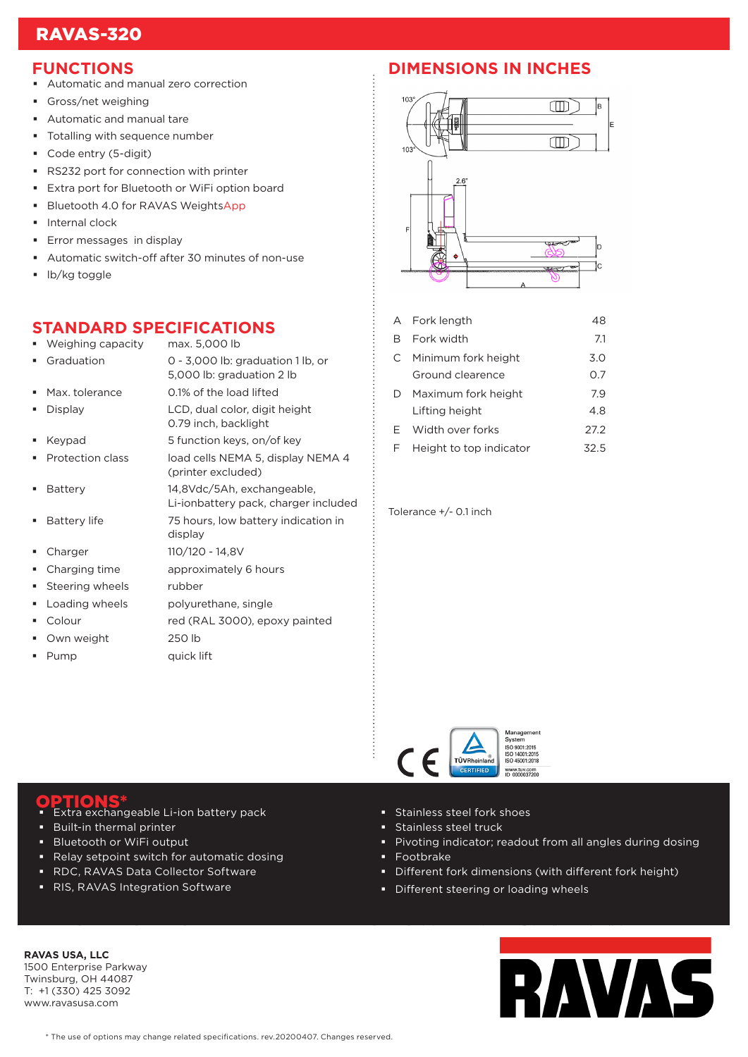# RAVAS-320

## FUNCTIONS

- Automatic and manual zero correction
- Gross/net weighing
- Automatic and manual tare
- Totalling with sequence number
- Code entry (5-digit)
- RS232 port for connection with printer
- Extra port for Bluetooth or WiFi option board
- Bluetooth 4.0 for RAVAS WeightsApp
- Internal clock
- Error messages in display
- Automatic switch-off after 30 minutes of non-use
- lb/kg toggle

## STANDARD SPECIFICATIONS

| | |
|---|---|
| Weighing capacity | max. 5,000 lb |
| Graduation | 0 - 3,000 lb: graduation 1 lb, or 5,000 lb: graduation 2 lb |
| Max. tolerance | 0.1% of the load lifted |
| Display | LCD, dual color, digit height 0.79 inch, backlight |
| Keypad | 5 function keys, on/of key |
| Protection class | load cells NEMA 5, display NEMA 4 (printer excluded) |
| Battery | 14,8Vdc/5Ah, exchangeable, Li-ionbattery pack, charger included |
| Battery life | 75 hours, low battery indication in display |
| Charger | 110/120 - 14,8V |
| Charging time | approximately 6 hours |
| Steering wheels | rubber |
| Loading wheels | polyurethane, single |
| Colour | red (RAL 3000), epoxy painted |
| Own weight | 250 lb |
| Pump | quick lift |

## DIMENSIONS IN INCHES

103°
103°
2.6"
B
E
F
D
C
A

| | | |
|---|---|---|
| A | Fork length | 48 |
| B | Fork width | 7.1 |
| C | Minimum fork height | 3.0 |
| | Ground clearence | 0.7 |
| D | Maximum fork height | 7.9 |
| | Lifting height | 4.8 |
| E | Width over forks | 27.2 |
| F | Height to top indicator | 32.5 |

Tolerance +/- 0.1 inch

CE

TÜVRheinland CERTIFIED

Management System
ISO 9001:2015
ISO 14001:2015
ISO 45001:2018
www.tuv.com
ID 0000037200

## OPTIONS*

- Extra exchangeable Li-ion battery pack
- Built-in thermal printer
- Bluetooth or WiFi output
- Relay setpoint switch for automatic dosing
- RDC, RAVAS Data Collector Software
- RIS, RAVAS Integration Software
- Stainless steel fork shoes
- Stainless steel truck
- Pivoting indicator; readout from all angles during dosing
- Footbrake
- Different fork dimensions (with different fork height)
- Different steering or loading wheels

**RAVAS USA, LLC**
1500 Enterprise Parkway
Twinsburg, OH 44087
T: +1 (330) 425 3092
www.ravasusa.com

RAVAS

* The use of options may change related specifications. rev.20200407. Changes reserved.